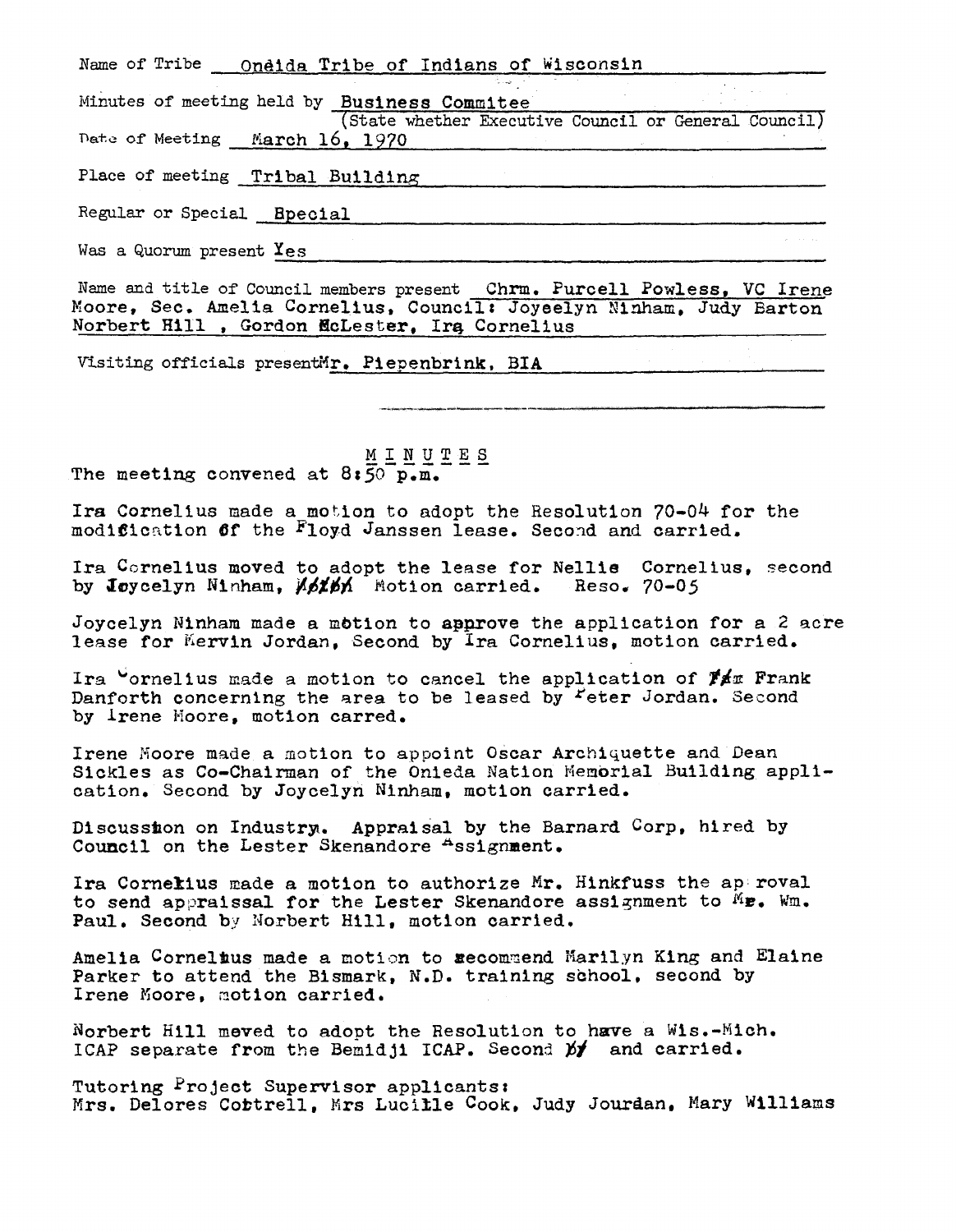Name of Tribe Onèida Tribe of Indians of Wisconsin

Minutes of meeting held by Business Commitee
(State whether Executive Council or General Council)

Date of Meeting March 16, 1970

Place of meeting Tribal Building

Regular or Special Bpecial

Was a Quorum present Yes

Name and title of Council members present Chrm. Purcell Powless, VC Irene Moore, Sec. Amelia Cornelius, Council: Joyeelyn Ninham, Judy Barton Norbert Hill , Gordon McLester, Ira Cornelius

Visiting officials present Mr. Piepenbrink, BIA

## MINUTES

The meeting convened at 8:50 p.m.

Ira Cornelius made a motion to adopt the Resolution 70-04 for the modification of the Floyd Janssen lease. Second and carried.

Ira Cornelius moved to adopt the lease for Nellie Cornelius, second by Joycelyn Ninham, Motion carried. Reso. 70-05

Joycelyn Ninham made a motion to approve the application for a 2 acre lease for Mervin Jordan, Second by Ira Cornelius, motion carried.

Ira Cornelius made a motion to cancel the application of Frank Danforth concerning the area to be leased by Peter Jordan. Second by Irene Moore, motion carred.

Irene Moore made a motion to appoint Oscar Archiquette and Dean Sickles as Co-Chairman of the Onieda Nation Memorial Building application. Second by Joycelyn Ninham, motion carried.

Discussion on Industry. Appraisal by the Barnard Corp, hired by Council on the Lester Skenandore Assignment.

Ira Cornelius made a motion to authorize Mr. Hinkfuss the approval to send appraissal for the Lester Skenandore assignment to Mr. Wm. Paul. Second by Norbert Hill, motion carried.

Amelia Cornelius made a motion to recommend Marilyn King and Elaine Parker to attend the Bismark, N.D. training school, second by Irene Moore, motion carried.

Norbert Hill moved to adopt the Resolution to have a Wis.-Mich. ICAP separate from the Bemidji ICAP. Second and carried.

Tutoring Project Supervisor applicants:
Mrs. Delores Cottrell, Mrs Lucille Cook, Judy Jourdan, Mary Williams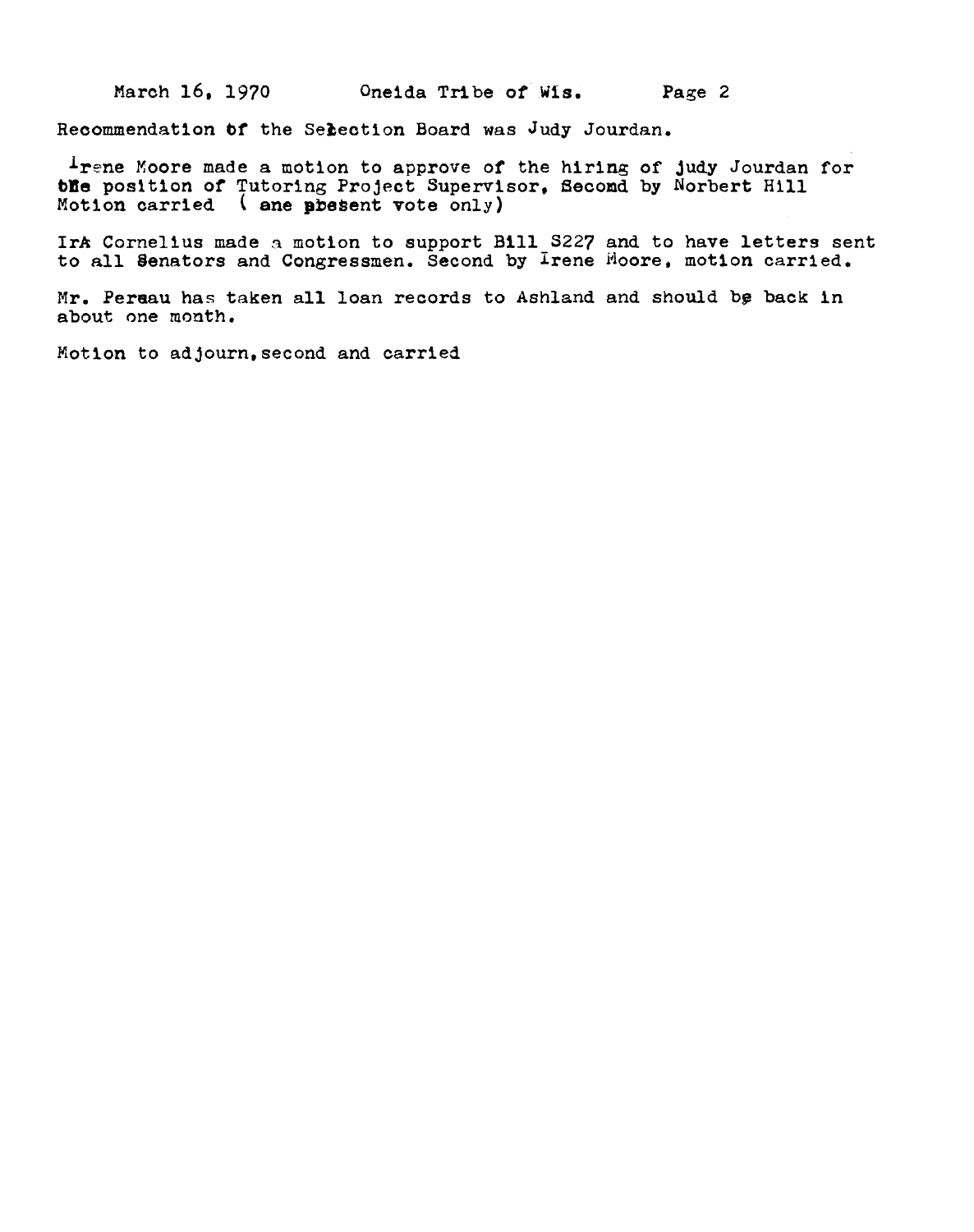Recommendation of the Selection Board was Judy Jourdan.

Irene Moore made a motion to approve of the hiring of Judy Jourdan for the position of Tutoring Project Supervisor, Second by Norbert Hill Motion carried ( one present vote only)

IrA Cornelius made a motion to support Bill S227 and to have letters sent to all Senators and Congressmen. Second by Irene Moore, motion carried.

Mr. Peraau has taken all loan records to Ashland and should be back in about one month.

Motion to adjourn, second and carried